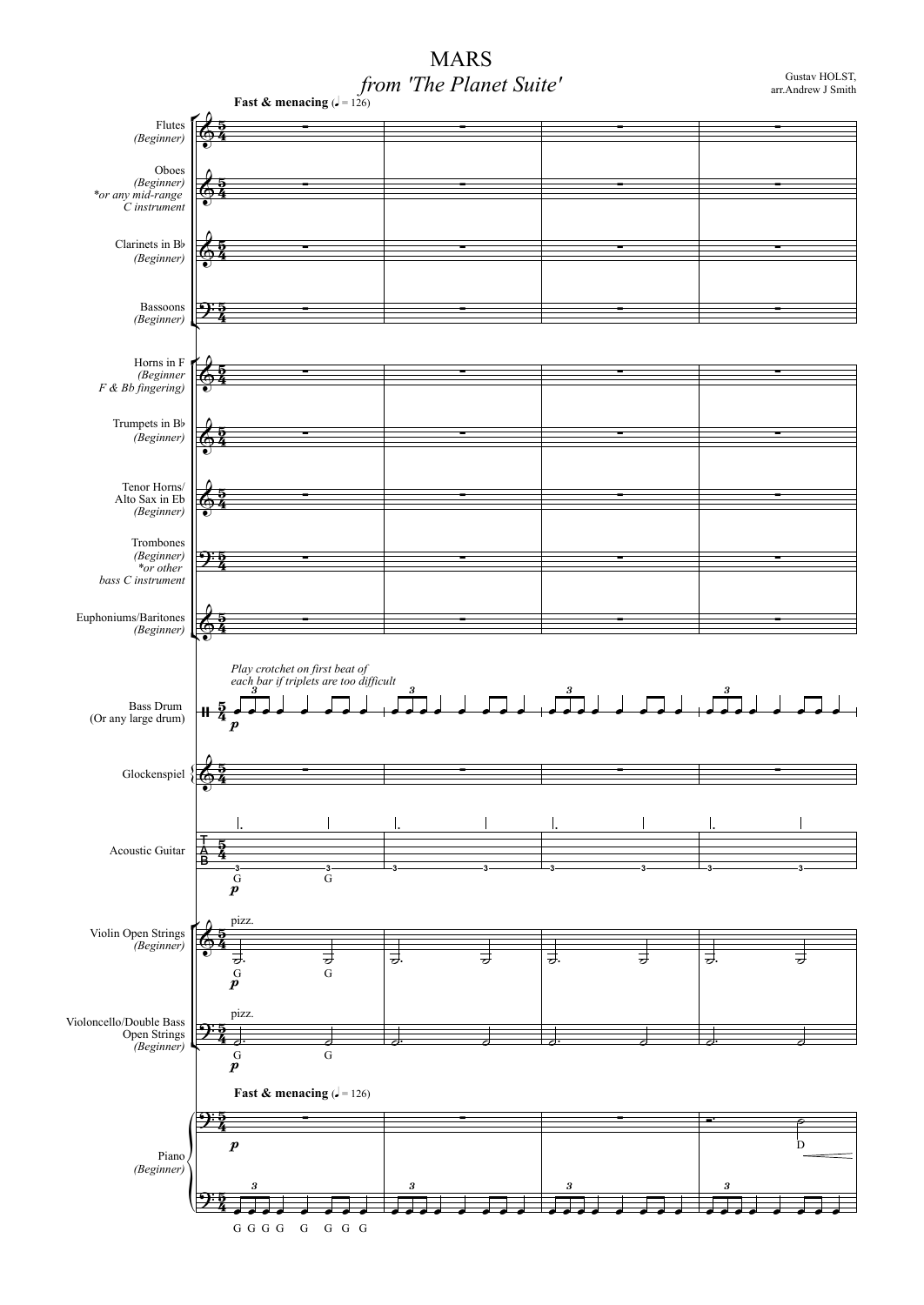# MARS

*from 'The Planet Suite'*

Gustav HOLST,
arr.Andrew J Smith

**Fast & menacing** (♩ = 126)

Flutes *(Beginner)*

Oboes *(Beginner)* *or any mid-range C instrument*

Clarinets in B♭ *(Beginner)*

Bassoons *(Beginner)*

Horns in F *(Beginner F & Bb fingering)*

Trumpets in B♭ *(Beginner)*

Tenor Horns/ Alto Sax in Eb *(Beginner)*

Trombones *(Beginner)* *or other bass C instrument*

Euphoniums/Baritones *(Beginner)*

Bass Drum (Or any large drum)

*Play crotchet on first beat of each bar if triplets are too difficult*

Glockenspiel

Acoustic Guitar

Violin Open Strings *(Beginner)*

Violoncello/Double Bass Open Strings *(Beginner)*

**Fast & menacing** (♩ = 126)

Piano *(Beginner)*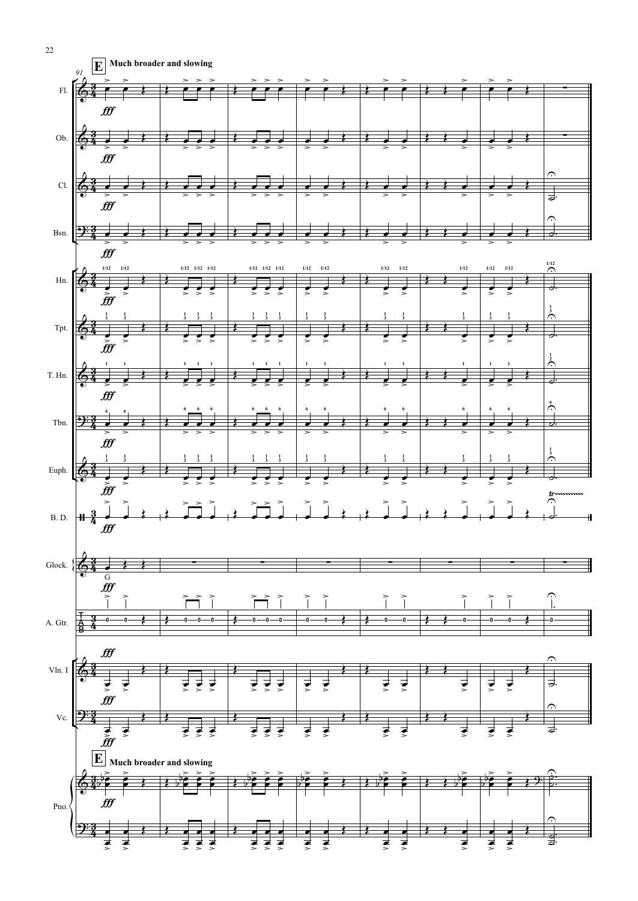**E** **Much broader and slowing**